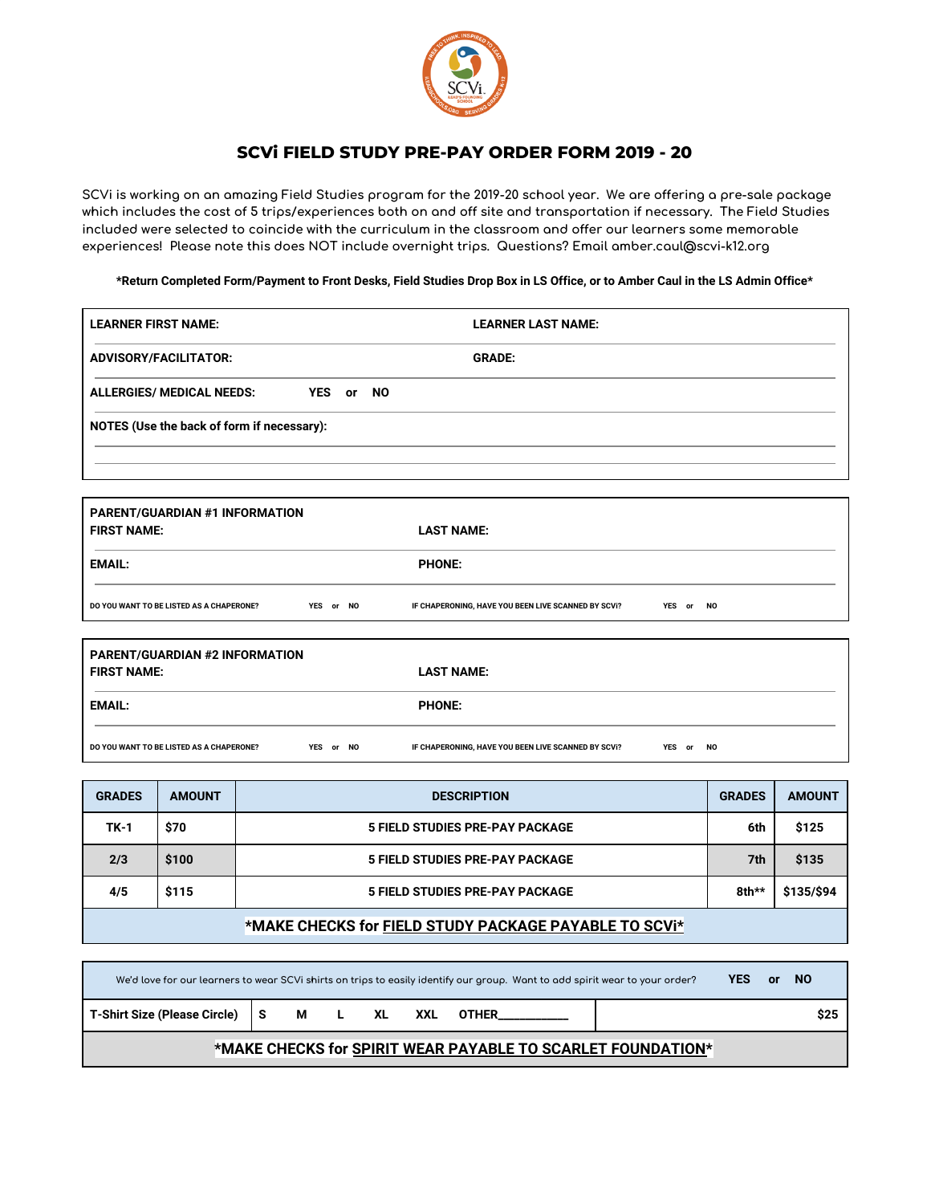# SCVi FIELD STUDY PRE-PAY ORDER FORM 2019 - 20

SCVi is working on an amazing Field Studies program for the 2019-20 school year. We are offering a pre-sale package which includes the cost of 5 trips/experiences both on and off site and transportation if necessary. The Field Studies included were selected to coincide with the curriculum in the classroom and offer our learners some memorable experiences! Please note this does NOT include overnight trips. Questions? Email amber.caul@scvi-k12.org

**\*Return Completed Form/Payment to Front Desks, Field Studies Drop Box in LS Office, or to Amber Caul in the LS Admin Office\***

**LEARNER FIRST NAME:** **LEARNER LAST NAME:**

**ADVISORY/FACILITATOR:** **GRADE:**

**ALLERGIES/ MEDICAL NEEDS:** **YES or NO**

**NOTES (Use the back of form if necessary):**

**PARENT/GUARDIAN #1 INFORMATION**

**FIRST NAME:** **LAST NAME:**

**EMAIL:** **PHONE:**

DO YOU WANT TO BE LISTED AS A CHAPERONE? YES or NO IF CHAPERONING, HAVE YOU BEEN LIVE SCANNED BY SCVi? YES or NO

**PARENT/GUARDIAN #2 INFORMATION**

**FIRST NAME:** **LAST NAME:**

**EMAIL:** **PHONE:**

DO YOU WANT TO BE LISTED AS A CHAPERONE? YES or NO IF CHAPERONING, HAVE YOU BEEN LIVE SCANNED BY SCVi? YES or NO

| GRADES | AMOUNT | DESCRIPTION | GRADES | AMOUNT |
|---|---|---|---|---|
| TK-1 | $70 | 5 FIELD STUDIES PRE-PAY PACKAGE | 6th | $125 |
| 2/3 | $100 | 5 FIELD STUDIES PRE-PAY PACKAGE | 7th | $135 |
| 4/5 | $115 | 5 FIELD STUDIES PRE-PAY PACKAGE | 8th** | $135/$94 |
| **\*MAKE CHECKS for FIELD STUDY PACKAGE PAYABLE TO SCVi\*** | | | | |

| We'd love for our learners to wear SCVi shirts on trips to easily identify our group. Want to add spirit wear to your order? **YES or NO** | | |
|---|---|---|
| T-Shirt Size (Please Circle) | S M L XL XXL OTHER___________ | $25 |
| **\*MAKE CHECKS for SPIRIT WEAR PAYABLE TO SCARLET FOUNDATION\*** | | |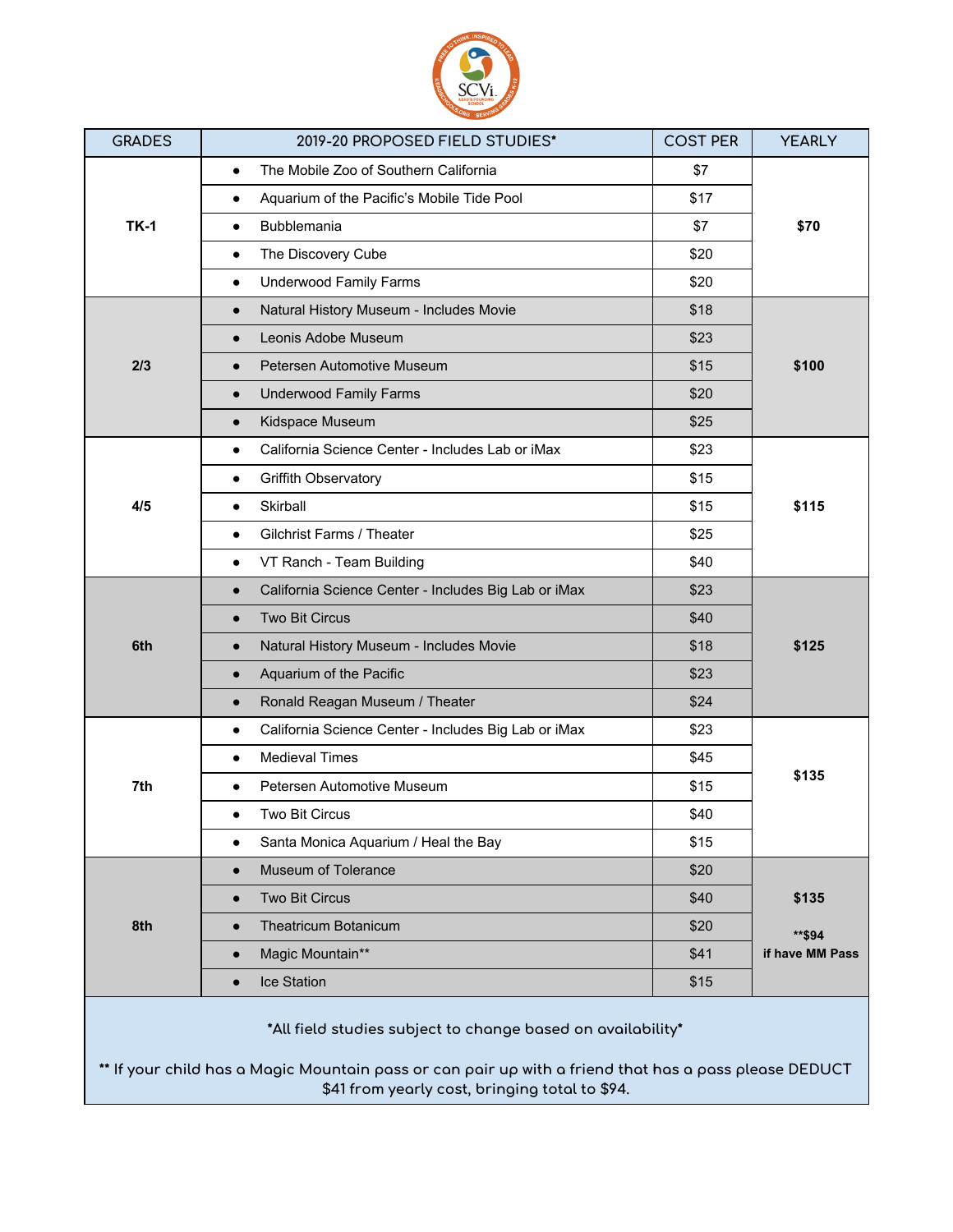| GRADES | 2019-20 PROPOSED FIELD STUDIES* | COST PER | YEARLY |
|---|---|---|---|
| **TK-1** | • The Mobile Zoo of Southern California | $7 | **$70** |
| | • Aquarium of the Pacific's Mobile Tide Pool | $17 | |
| | • Bubblemania | $7 | |
| | • The Discovery Cube | $20 | |
| | • Underwood Family Farms | $20 | |
| **2/3** | • Natural History Museum - Includes Movie | $18 | **$100** |
| | • Leonis Adobe Museum | $23 | |
| | • Petersen Automotive Museum | $15 | |
| | • Underwood Family Farms | $20 | |
| | • Kidspace Museum | $25 | |
| **4/5** | • California Science Center - Includes Lab or iMax | $23 | **$115** |
| | • Griffith Observatory | $15 | |
| | • Skirball | $15 | |
| | • Gilchrist Farms / Theater | $25 | |
| | • VT Ranch - Team Building | $40 | |
| **6th** | • California Science Center - Includes Big Lab or iMax | $23 | **$125** |
| | • Two Bit Circus | $40 | |
| | • Natural History Museum - Includes Movie | $18 | |
| | • Aquarium of the Pacific | $23 | |
| | • Ronald Reagan Museum / Theater | $24 | |
| **7th** | • California Science Center - Includes Big Lab or iMax | $23 | **$135** |
| | • Medieval Times | $45 | |
| | • Petersen Automotive Museum | $15 | |
| | • Two Bit Circus | $40 | |
| | • Santa Monica Aquarium / Heal the Bay | $15 | |
| **8th** | • Museum of Tolerance | $20 | **$135** **$94 if have MM Pass** |
| | • Two Bit Circus | $40 | |
| | • Theatricum Botanicum | $20 | |
| | • Magic Mountain** | $41 | |
| | • Ice Station | $15 | |

*All field studies subject to change based on availability*

** If your child has a Magic Mountain pass or can pair up with a friend that has a pass please DEDUCT $41 from yearly cost, bringing total to $94.